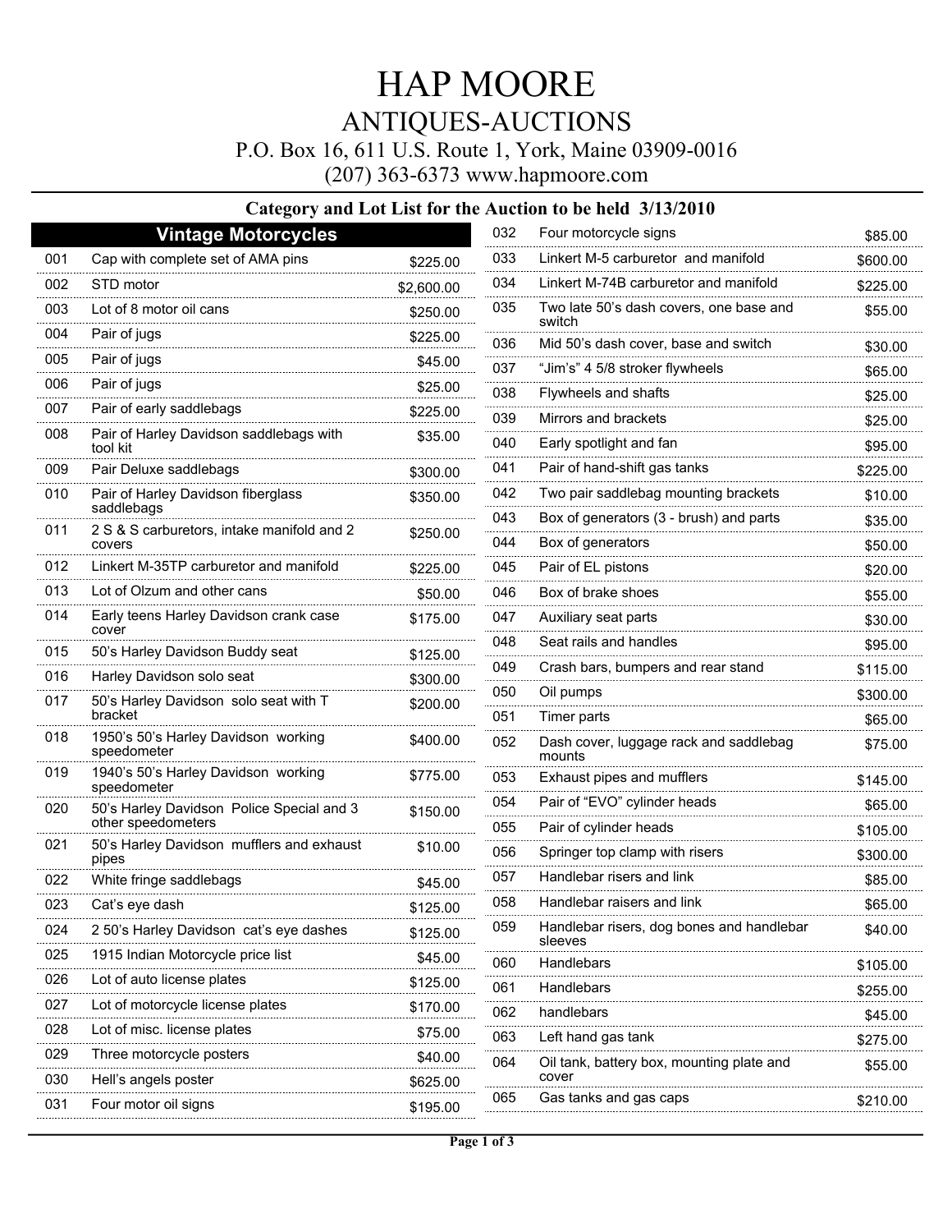# HAP MOORE

## ANTIQUES-AUCTIONS

P.O. Box 16, 611 U.S. Route 1, York, Maine 03909-0016

(207) 363-6373 www.hapmoore.com

### Category and Lot List for the Auction to be held 3/13/2010

## Vintage Motorcycles

| Lot | Description | Price |
|---|---|---|
| 001 | Cap with complete set of AMA pins | $225.00 |
| 002 | STD motor | $2,600.00 |
| 003 | Lot of 8 motor oil cans | $250.00 |
| 004 | Pair of jugs | $225.00 |
| 005 | Pair of jugs | $45.00 |
| 006 | Pair of jugs | $25.00 |
| 007 | Pair of early saddlebags | $225.00 |
| 008 | Pair of Harley Davidson saddlebags with tool kit | $35.00 |
| 009 | Pair Deluxe saddlebags | $300.00 |
| 010 | Pair of Harley Davidson fiberglass saddlebags | $350.00 |
| 011 | 2 S & S carburetors, intake manifold and 2 covers | $250.00 |
| 012 | Linkert M-35TP carburetor and manifold | $225.00 |
| 013 | Lot of Olzum and other cans | $50.00 |
| 014 | Early teens Harley Davidson crank case cover | $175.00 |
| 015 | 50's Harley Davidson Buddy seat | $125.00 |
| 016 | Harley Davidson solo seat | $300.00 |
| 017 | 50's Harley Davidson solo seat with T bracket | $200.00 |
| 018 | 1950's 50's Harley Davidson working speedometer | $400.00 |
| 019 | 1940's 50's Harley Davidson working speedometer | $775.00 |
| 020 | 50's Harley Davidson Police Special and 3 other speedometers | $150.00 |
| 021 | 50's Harley Davidson mufflers and exhaust pipes | $10.00 |
| 022 | White fringe saddlebags | $45.00 |
| 023 | Cat's eye dash | $125.00 |
| 024 | 2 50's Harley Davidson cat's eye dashes | $125.00 |
| 025 | 1915 Indian Motorcycle price list | $45.00 |
| 026 | Lot of auto license plates | $125.00 |
| 027 | Lot of motorcycle license plates | $170.00 |
| 028 | Lot of misc. license plates | $75.00 |
| 029 | Three motorcycle posters | $40.00 |
| 030 | Hell's angels poster | $625.00 |
| 031 | Four motor oil signs | $195.00 |
| 032 | Four motorcycle signs | $85.00 |
| 033 | Linkert M-5 carburetor and manifold | $600.00 |
| 034 | Linkert M-74B carburetor and manifold | $225.00 |
| 035 | Two late 50's dash covers, one base and switch | $55.00 |
| 036 | Mid 50's dash cover, base and switch | $30.00 |
| 037 | "Jim's" 4 5/8 stroker flywheels | $65.00 |
| 038 | Flywheels and shafts | $25.00 |
| 039 | Mirrors and brackets | $25.00 |
| 040 | Early spotlight and fan | $95.00 |
| 041 | Pair of hand-shift gas tanks | $225.00 |
| 042 | Two pair saddlebag mounting brackets | $10.00 |
| 043 | Box of generators (3 - brush) and parts | $35.00 |
| 044 | Box of generators | $50.00 |
| 045 | Pair of EL pistons | $20.00 |
| 046 | Box of brake shoes | $55.00 |
| 047 | Auxiliary seat parts | $30.00 |
| 048 | Seat rails and handles | $95.00 |
| 049 | Crash bars, bumpers and rear stand | $115.00 |
| 050 | Oil pumps | $300.00 |
| 051 | Timer parts | $65.00 |
| 052 | Dash cover, luggage rack and saddlebag mounts | $75.00 |
| 053 | Exhaust pipes and mufflers | $145.00 |
| 054 | Pair of "EVO" cylinder heads | $65.00 |
| 055 | Pair of cylinder heads | $105.00 |
| 056 | Springer top clamp with risers | $300.00 |
| 057 | Handlebar risers and link | $85.00 |
| 058 | Handlebar raisers and link | $65.00 |
| 059 | Handlebar risers, dog bones and handlebar sleeves | $40.00 |
| 060 | Handlebars | $105.00 |
| 061 | Handlebars | $255.00 |
| 062 | handlebars | $45.00 |
| 063 | Left hand gas tank | $275.00 |
| 064 | Oil tank, battery box, mounting plate and cover | $55.00 |
| 065 | Gas tanks and gas caps | $210.00 |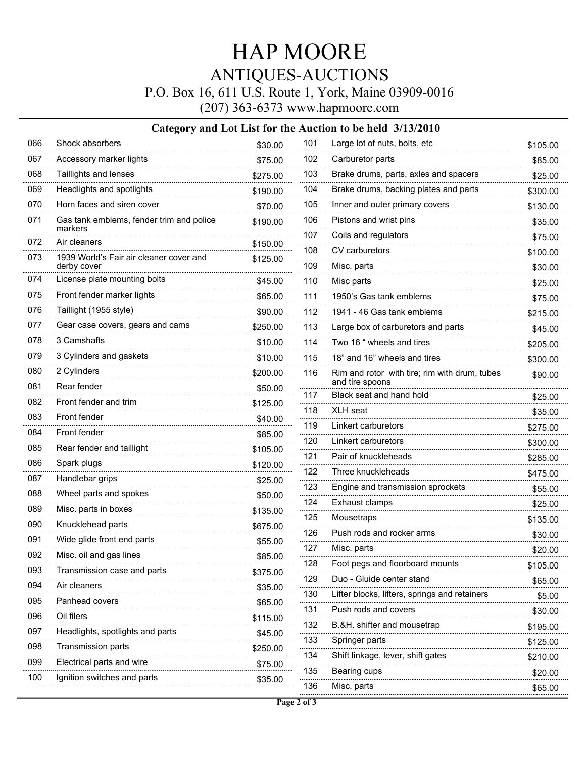# HAP MOORE

## ANTIQUES-AUCTIONS

P.O. Box 16, 611 U.S. Route 1, York, Maine 03909-0016

(207) 363-6373 www.hapmoore.com

### Category and Lot List for the Auction to be held 3/13/2010

| Lot | Description | Price |
|---|---|---|
| 066 | Shock absorbers | $30.00 |
| 067 | Accessory marker lights | $75.00 |
| 068 | Taillights and lenses | $275.00 |
| 069 | Headlights and spotlights | $190.00 |
| 070 | Horn faces and siren cover | $70.00 |
| 071 | Gas tank emblems, fender trim and police markers | $190.00 |
| 072 | Air cleaners | $150.00 |
| 073 | 1939 World's Fair air cleaner cover and derby cover | $125.00 |
| 074 | License plate mounting bolts | $45.00 |
| 075 | Front fender marker lights | $65.00 |
| 076 | Taillight (1955 style) | $90.00 |
| 077 | Gear case covers, gears and cams | $250.00 |
| 078 | 3 Camshafts | $10.00 |
| 079 | 3 Cylinders and gaskets | $10.00 |
| 080 | 2 Cylinders | $200.00 |
| 081 | Rear fender | $50.00 |
| 082 | Front fender and trim | $125.00 |
| 083 | Front fender | $40.00 |
| 084 | Front fender | $85.00 |
| 085 | Rear fender and taillight | $105.00 |
| 086 | Spark plugs | $120.00 |
| 087 | Handlebar grips | $25.00 |
| 088 | Wheel parts and spokes | $50.00 |
| 089 | Misc. parts in boxes | $135.00 |
| 090 | Knucklehead parts | $675.00 |
| 091 | Wide glide front end parts | $55.00 |
| 092 | Misc. oil and gas lines | $85.00 |
| 093 | Transmission case and parts | $375.00 |
| 094 | Air cleaners | $35.00 |
| 095 | Panhead covers | $65.00 |
| 096 | Oil filers | $115.00 |
| 097 | Headlights, spotlights and parts | $45.00 |
| 098 | Transmission parts | $250.00 |
| 099 | Electrical parts and wire | $75.00 |
| 100 | Ignition switches and parts | $35.00 |
| 101 | Large lot of nuts, bolts, etc | $105.00 |
| 102 | Carburetor parts | $85.00 |
| 103 | Brake drums, parts, axles and spacers | $25.00 |
| 104 | Brake drums, backing plates and parts | $300.00 |
| 105 | Inner and outer primary covers | $130.00 |
| 106 | Pistons and wrist pins | $35.00 |
| 107 | Coils and regulators | $75.00 |
| 108 | CV carburetors | $100.00 |
| 109 | Misc. parts | $30.00 |
| 110 | Misc parts | $25.00 |
| 111 | 1950's Gas tank emblems | $75.00 |
| 112 | 1941 - 46 Gas tank emblems | $215.00 |
| 113 | Large box of carburetors and parts | $45.00 |
| 114 | Two 16 " wheels and tires | $205.00 |
| 115 | 18" and 16" wheels and tires | $300.00 |
| 116 | Rim and rotor with tire; rim with drum, tubes and tire spoons | $90.00 |
| 117 | Black seat and hand hold | $25.00 |
| 118 | XLH seat | $35.00 |
| 119 | Linkert carburetors | $275.00 |
| 120 | Linkert carburetors | $300.00 |
| 121 | Pair of knuckleheads | $285.00 |
| 122 | Three knuckleheads | $475.00 |
| 123 | Engine and transmission sprockets | $55.00 |
| 124 | Exhaust clamps | $25.00 |
| 125 | Mousetraps | $135.00 |
| 126 | Push rods and rocker arms | $30.00 |
| 127 | Misc. parts | $20.00 |
| 128 | Foot pegs and floorboard mounts | $105.00 |
| 129 | Duo - Gluide center stand | $65.00 |
| 130 | Lifter blocks, lifters, springs and retainers | $5.00 |
| 131 | Push rods and covers | $30.00 |
| 132 | B.&H. shifter and mousetrap | $195.00 |
| 133 | Springer parts | $125.00 |
| 134 | Shift linkage, lever, shift gates | $210.00 |
| 135 | Bearing cups | $20.00 |
| 136 | Misc. parts | $65.00 |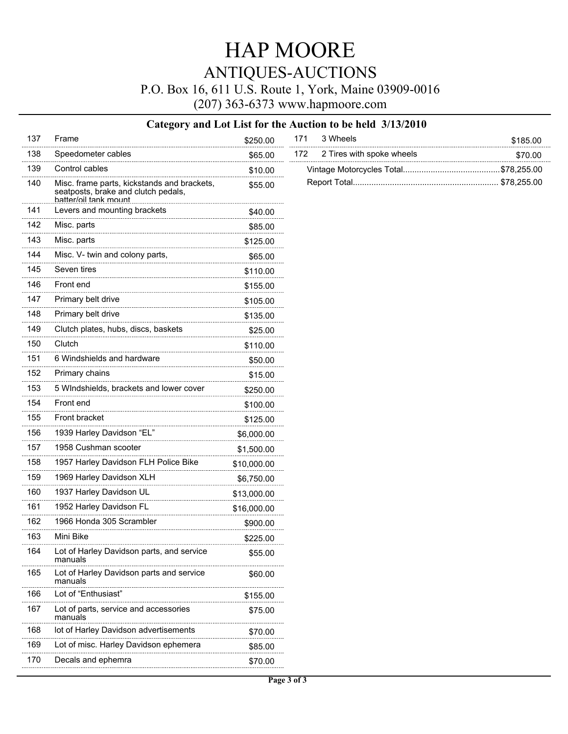# HAP MOORE

## ANTIQUES-AUCTIONS

P.O. Box 16, 611 U.S. Route 1, York, Maine 03909-0016

(207) 363-6373 www.hapmoore.com

### Category and Lot List for the Auction to be held 3/13/2010

| | | |
|---|---|---|
| 137 | Frame | $250.00 |
| 138 | Speedometer cables | $65.00 |
| 139 | Control cables | $10.00 |
| 140 | Misc. frame parts, kickstands and brackets, seatposts, brake and clutch pedals, batter/oil tank mount | $55.00 |
| 141 | Levers and mounting brackets | $40.00 |
| 142 | Misc. parts | $85.00 |
| 143 | Misc. parts | $125.00 |
| 144 | Misc. V- twin and colony parts, | $65.00 |
| 145 | Seven tires | $110.00 |
| 146 | Front end | $155.00 |
| 147 | Primary belt drive | $105.00 |
| 148 | Primary belt drive | $135.00 |
| 149 | Clutch plates, hubs, discs, baskets | $25.00 |
| 150 | Clutch | $110.00 |
| 151 | 6 Windshields and hardware | $50.00 |
| 152 | Primary chains | $15.00 |
| 153 | 5 WIndshields, brackets and lower cover | $250.00 |
| 154 | Front end | $100.00 |
| 155 | Front bracket | $125.00 |
| 156 | 1939 Harley Davidson "EL" | $6,000.00 |
| 157 | 1958 Cushman scooter | $1,500.00 |
| 158 | 1957 Harley Davidson FLH Police Bike | $10,000.00 |
| 159 | 1969 Harley Davidson XLH | $6,750.00 |
| 160 | 1937 Harley Davidson UL | $13,000.00 |
| 161 | 1952 Harley Davidson FL | $16,000.00 |
| 162 | 1966 Honda 305 Scrambler | $900.00 |
| 163 | Mini Bike | $225.00 |
| 164 | Lot of Harley Davidson parts, and service manuals | $55.00 |
| 165 | Lot of Harley Davidson parts and service manuals | $60.00 |
| 166 | Lot of "Enthusiast" | $155.00 |
| 167 | Lot of parts, service and accessories manuals | $75.00 |
| 168 | lot of Harley Davidson advertisements | $70.00 |
| 169 | Lot of misc. Harley Davidson ephemera | $85.00 |
| 170 | Decals and ephemra | $70.00 |
| 171 | 3 Wheels | $185.00 |
| 172 | 2 Tires with spoke wheels | $70.00 |

Vintage Motorcycles Total..........................................$78,255.00

Report Total.............................................................. $78,255.00